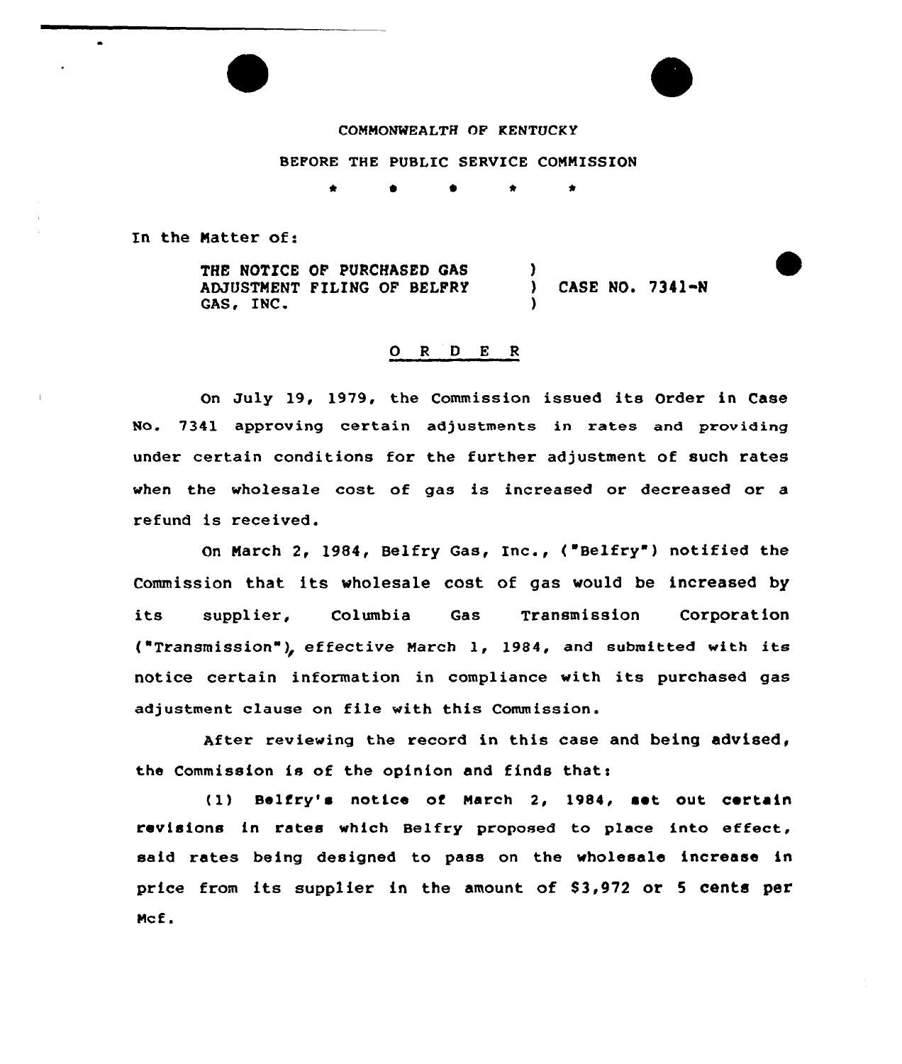COMMONWEALTH OF KENTUCKY

BEFORE THE PUBLIC SERVICE COMMISSION

\* \* \* \* \*

In the Matter of:

THE NOTICE OF PURCHASED GAS ADJUSTMENT FILING OF BELFRY GAS, INC. ) CASE NO. 7341-N

O R D E R

On July 19, 1979, the Commission issued its Order in Case No. 7341 approving certain adjustments in rates and providing under certain conditions for the further adjustment of such rates when the wholesale cost of gas is increased or decreased or a refund is received.

On March 2, 1984, Belfry Gas, Inc., ("Belfry") notified the Commission that its wholesale cost of gas would be increased by its supplier, Columbia Gas Transmission Corporation ("Transmission"), effective March 1, 1984, and submitted with its notice certain information in compliance with its purchased gas adjustment clause on file with this Commission.

After reviewing the record in this case and being advised, the Commission is of the opinion and finds that:

(1) Belfry's notice of March 2, 1984, set out certain revisions in rates which Belfry proposed to place into effect, said rates being designed to pass on the wholesale increase in price from its supplier in the amount of $3,972 or 5 cents per Mcf.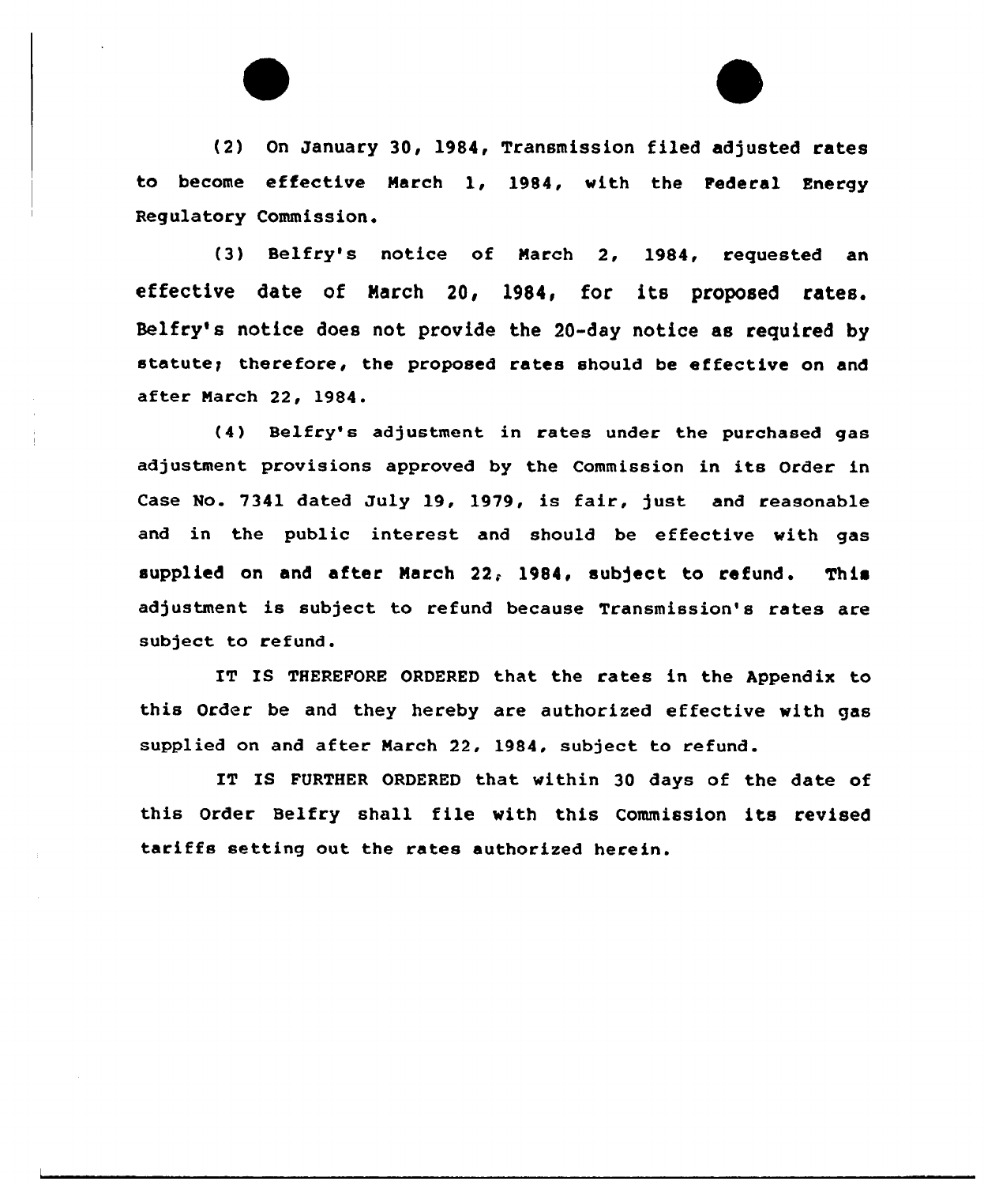(2) On January 30, 1984, Transmission filed adjusted rates to become effective March 1, 1984, with the Federal Energy Regulatory Commission.

(3) Belfry's notice of March 2, 1984, requested an effective date of March 20, 1984, for its proposed rates. Belfry's notice does not provide the 20-day notice as required by statute; therefore, the proposed rates should be effective on and after March 22, 1984.

(4) Belfry's adjustment in rates under the purchased gas adjustment provisions approved by the Commission in its Order in Case No. 7341 dated July 19, 1979, is fair, just and reasonable and in the public interest and should be effective with gas supplied on and after March 22, 1984, subject to refund. This adjustment is subject to refund because Transmission's rates are subject to refund.

IT IS THEREFORE ORDERED that the rates in the Appendix to this Order be and they hereby are authorized effective with gas supplied on and after March 22, 1984, subject to refund.

IT IS FURTHER ORDERED that within 30 days of the date of this Order Belfry shall file with this Commission its revised tariffs setting out the rates authorized herein.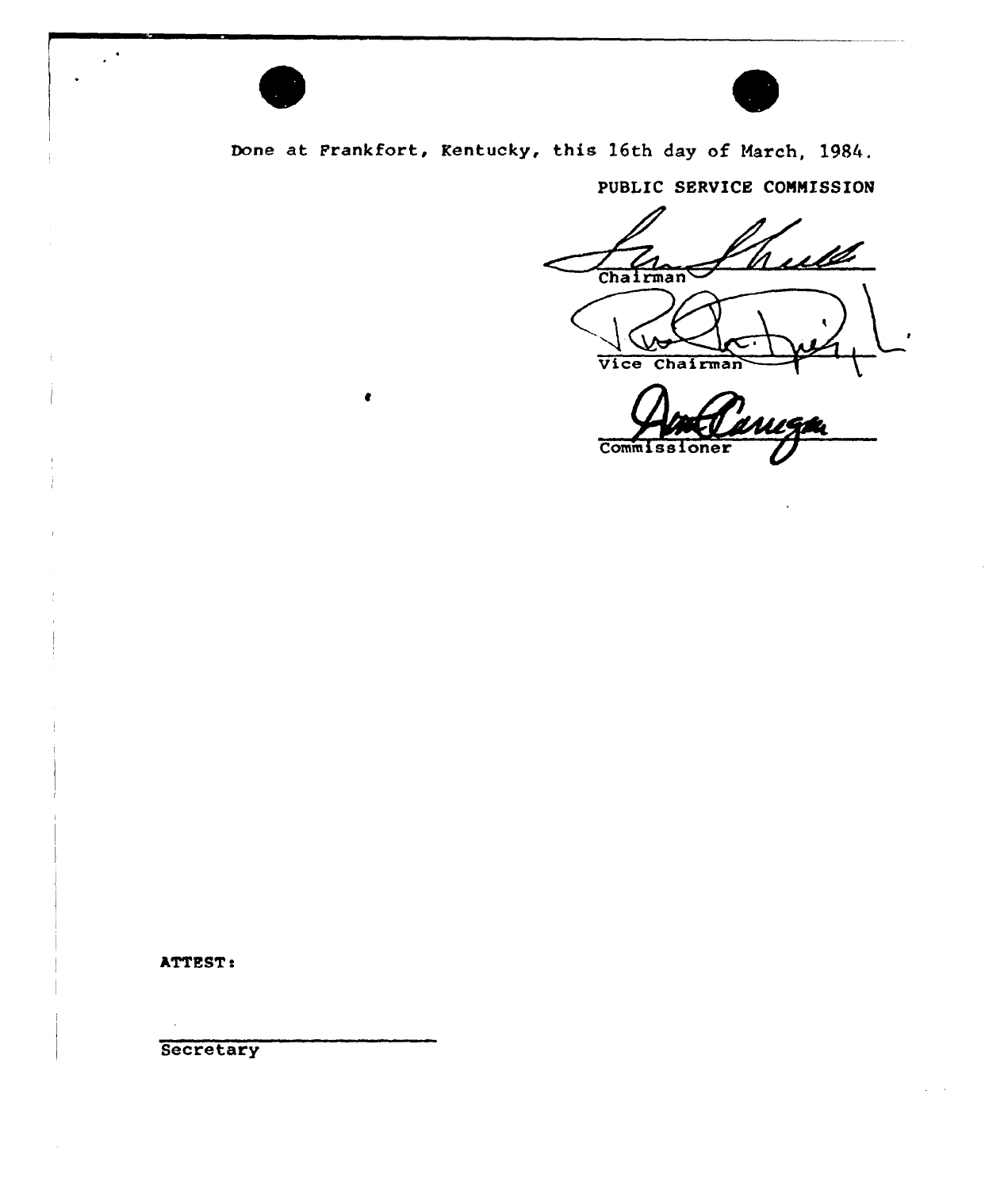Done at Frankfort, Kentucky, this 16th day of March, 1984.

PUBLIC SERVICE COMMISSION

Chairman

Vice Chairman

Commissioner

ATTEST:

Secretary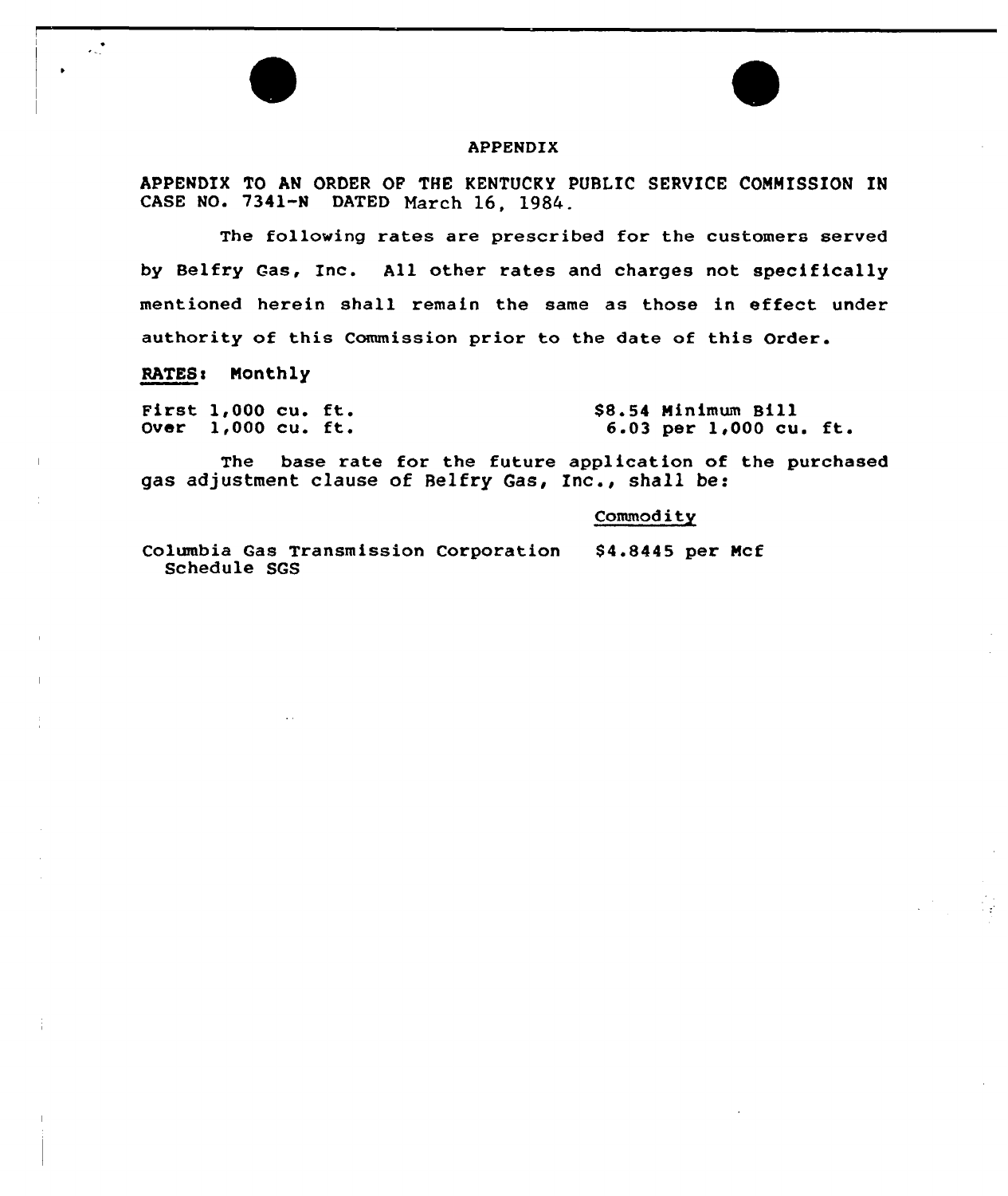# APPENDIX

APPENDIX TO AN ORDER OF THE KENTUCKY PUBLIC SERVICE COMMISSION IN CASE NO. 7341-N DATED March 16, 1984.

The following rates are prescribed for the customers served by Belfry Gas, Inc. All other rates and charges not specifically mentioned herein shall remain the same as those in effect under authority of this Commission prior to the date of this Order.

**RATES:** Monthly

| | |
|---|---|
| First 1,000 cu. ft. | $8.54 Minimum Bill |
| Over 1,000 cu. ft. | 6.03 per 1,000 cu. ft. |

The base rate for the future application of the purchased gas adjustment clause of Belfry Gas, Inc., shall be:

| | Commodity |
|---|---|
| Columbia Gas Transmission Corporation Schedule SGS | $4.8445 per Mcf |